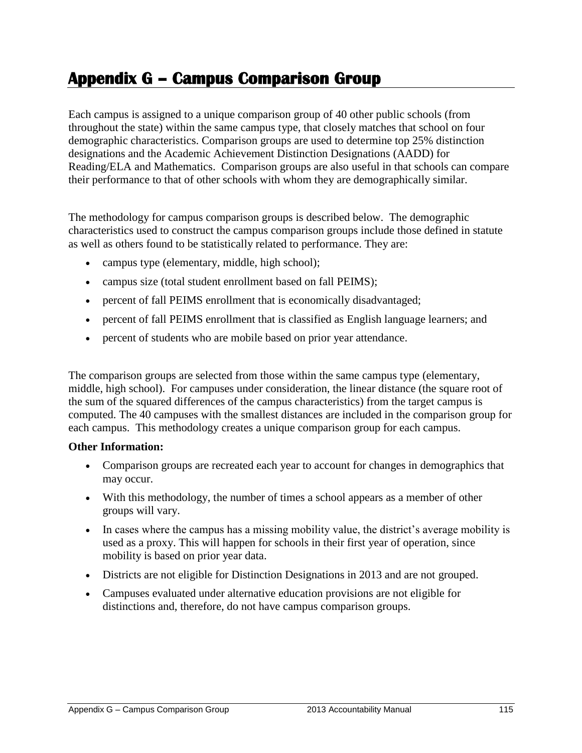# Appendix G – Campus Comparison Group

Each campus is assigned to a unique comparison group of 40 other public schools (from throughout the state) within the same campus type, that closely matches that school on four demographic characteristics. Comparison groups are used to determine top 25% distinction designations and the Academic Achievement Distinction Designations (AADD) for Reading/ELA and Mathematics. Comparison groups are also useful in that schools can compare their performance to that of other schools with whom they are demographically similar.

The methodology for campus comparison groups is described below. The demographic characteristics used to construct the campus comparison groups include those defined in statute as well as others found to be statistically related to performance. They are:

- campus type (elementary, middle, high school);
- campus size (total student enrollment based on fall PEIMS);
- percent of fall PEIMS enrollment that is economically disadvantaged;
- percent of fall PEIMS enrollment that is classified as English language learners; and
- percent of students who are mobile based on prior year attendance.

The comparison groups are selected from those within the same campus type (elementary, middle, high school). For campuses under consideration, the linear distance (the square root of the sum of the squared differences of the campus characteristics) from the target campus is computed. The 40 campuses with the smallest distances are included in the comparison group for each campus. This methodology creates a unique comparison group for each campus.

**Other Information:**

- Comparison groups are recreated each year to account for changes in demographics that may occur.
- With this methodology, the number of times a school appears as a member of other groups will vary.
- In cases where the campus has a missing mobility value, the district's average mobility is used as a proxy. This will happen for schools in their first year of operation, since mobility is based on prior year data.
- Districts are not eligible for Distinction Designations in 2013 and are not grouped.
- Campuses evaluated under alternative education provisions are not eligible for distinctions and, therefore, do not have campus comparison groups.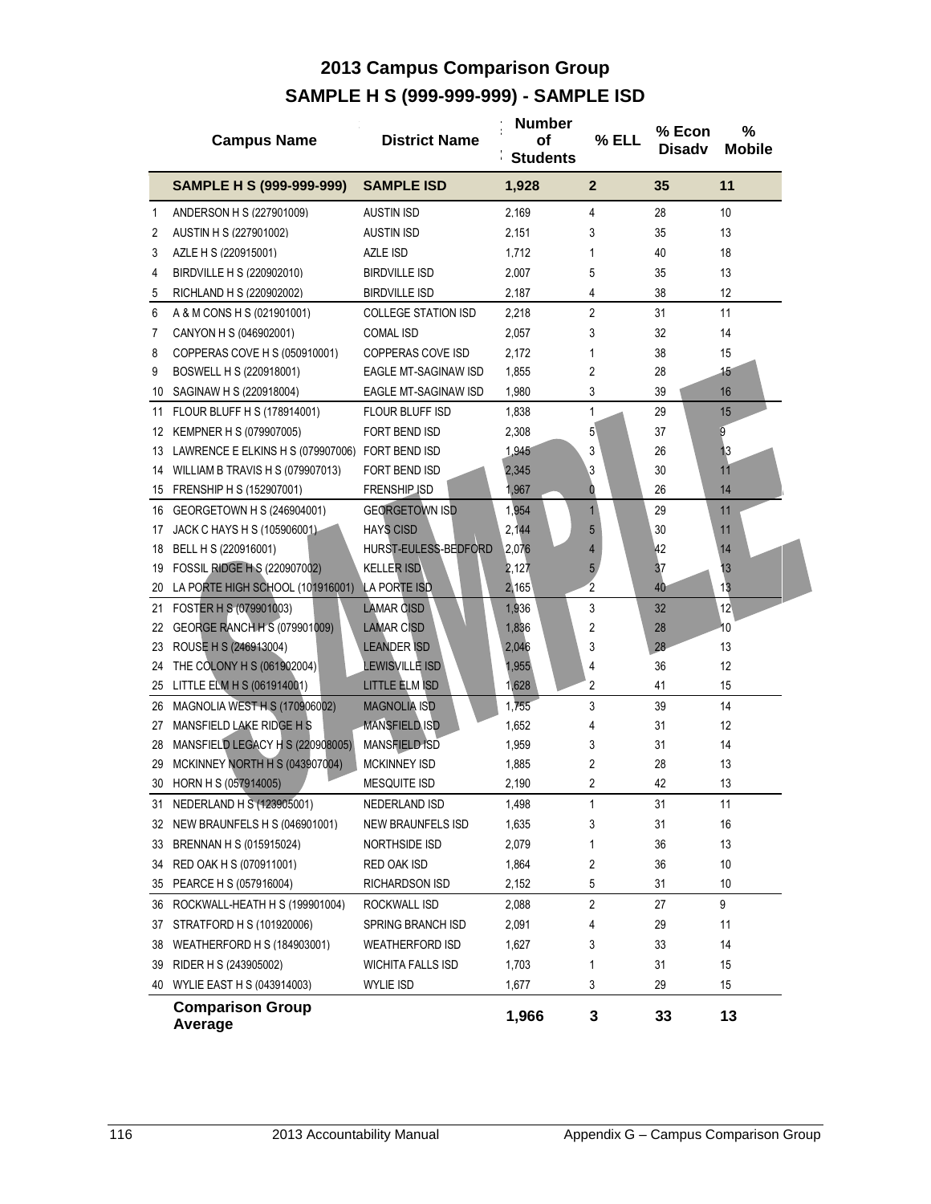# 2013 Campus Comparison Group

## SAMPLE H S (999-999-999) - SAMPLE ISD

| | Campus Name | District Name | Number of Students | % ELL | % Econ Disadv | % Mobile |
|---|---|---|---|---|---|---|
| | **SAMPLE H S (999-999-999)** | **SAMPLE ISD** | **1,928** | **2** | **35** | **11** |
| 1 | ANDERSON H S (227901009) | AUSTIN ISD | 2,169 | 4 | 28 | 10 |
| 2 | AUSTIN H S (227901002) | AUSTIN ISD | 2,151 | 3 | 35 | 13 |
| 3 | AZLE H S (220915001) | AZLE ISD | 1,712 | 1 | 40 | 18 |
| 4 | BIRDVILLE H S (220902010) | BIRDVILLE ISD | 2,007 | 5 | 35 | 13 |
| 5 | RICHLAND H S (220902002) | BIRDVILLE ISD | 2,187 | 4 | 38 | 12 |
| 6 | A & M CONS H S (021901001) | COLLEGE STATION ISD | 2,218 | 2 | 31 | 11 |
| 7 | CANYON H S (046902001) | COMAL ISD | 2,057 | 3 | 32 | 14 |
| 8 | COPPERAS COVE H S (050910001) | COPPERAS COVE ISD | 2,172 | 1 | 38 | 15 |
| 9 | BOSWELL H S (220918001) | EAGLE MT-SAGINAW ISD | 1,855 | 2 | 28 | 15 |
| 10 | SAGINAW H S (220918004) | EAGLE MT-SAGINAW ISD | 1,980 | 3 | 39 | 16 |
| 11 | FLOUR BLUFF H S (178914001) | FLOUR BLUFF ISD | 1,838 | 1 | 29 | 15 |
| 12 | KEMPNER H S (079907005) | FORT BEND ISD | 2,308 | 5 | 37 | 9 |
| 13 | LAWRENCE E ELKINS H S (079907006) | FORT BEND ISD | 1,945 | 3 | 26 | 13 |
| 14 | WILLIAM B TRAVIS H S (079907013) | FORT BEND ISD | 2,345 | 3 | 30 | 11 |
| 15 | FRENSHIP H S (152907001) | FRENSHIP ISD | 1,967 | 0 | 26 | 14 |
| 16 | GEORGETOWN H S (246904001) | GEORGETOWN ISD | 1,954 | 1 | 29 | 11 |
| 17 | JACK C HAYS H S (105906001) | HAYS CISD | 2,144 | 5 | 30 | 11 |
| 18 | BELL H S (220916001) | HURST-EULESS-BEDFORD | 2,076 | 4 | 42 | 14 |
| 19 | FOSSIL RIDGE H S (220907002) | KELLER ISD | 2,127 | 5 | 37 | 13 |
| 20 | LA PORTE HIGH SCHOOL (101916001) | LA PORTE ISD | 2,165 | 2 | 40 | 13 |
| 21 | FOSTER H S (079901003) | LAMAR CISD | 1,936 | 3 | 32 | 12 |
| 22 | GEORGE RANCH H S (079901009) | LAMAR CISD | 1,836 | 2 | 28 | 10 |
| 23 | ROUSE H S (246913004) | LEANDER ISD | 2,046 | 3 | 28 | 13 |
| 24 | THE COLONY H S (061902004) | LEWISVILLE ISD | 1,955 | 4 | 36 | 12 |
| 25 | LITTLE ELM H S (061914001) | LITTLE ELM ISD | 1,628 | 2 | 41 | 15 |
| 26 | MAGNOLIA WEST H S (170906002) | MAGNOLIA ISD | 1,755 | 3 | 39 | 14 |
| 27 | MANSFIELD LAKE RIDGE H S | MANSFIELD ISD | 1,652 | 4 | 31 | 12 |
| 28 | MANSFIELD LEGACY H S (220908005) | MANSFIELD ISD | 1,959 | 3 | 31 | 14 |
| 29 | MCKINNEY NORTH H S (043907004) | MCKINNEY ISD | 1,885 | 2 | 28 | 13 |
| 30 | HORN H S (057914005) | MESQUITE ISD | 2,190 | 2 | 42 | 13 |
| 31 | NEDERLAND H S (123905001) | NEDERLAND ISD | 1,498 | 1 | 31 | 11 |
| 32 | NEW BRAUNFELS H S (046901001) | NEW BRAUNFELS ISD | 1,635 | 3 | 31 | 16 |
| 33 | BRENNAN H S (015915024) | NORTHSIDE ISD | 2,079 | 1 | 36 | 13 |
| 34 | RED OAK H S (070911001) | RED OAK ISD | 1,864 | 2 | 36 | 10 |
| 35 | PEARCE H S (057916004) | RICHARDSON ISD | 2,152 | 5 | 31 | 10 |
| 36 | ROCKWALL-HEATH H S (199901004) | ROCKWALL ISD | 2,088 | 2 | 27 | 9 |
| 37 | STRATFORD H S (101920006) | SPRING BRANCH ISD | 2,091 | 4 | 29 | 11 |
| 38 | WEATHERFORD H S (184903001) | WEATHERFORD ISD | 1,627 | 3 | 33 | 14 |
| 39 | RIDER H S (243905002) | WICHITA FALLS ISD | 1,703 | 1 | 31 | 15 |
| 40 | WYLIE EAST H S (043914003) | WYLIE ISD | 1,677 | 3 | 29 | 15 |
| | **Comparison Group Average** | | **1,966** | **3** | **33** | **13** |